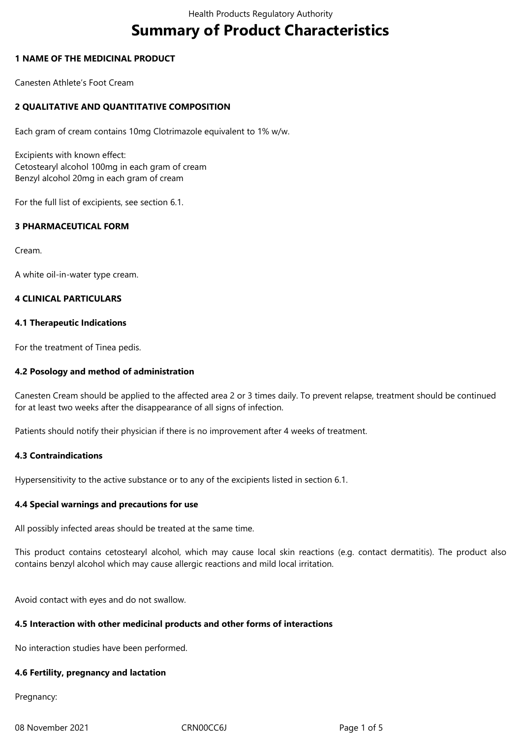# Summary of Product Characteristics

## 1 NAME OF THE MEDICINAL PRODUCT

Canesten Athlete's Foot Cream

## 2 QUALITATIVE AND QUANTITATIVE COMPOSITION

Each gram of cream contains 10mg Clotrimazole equivalent to 1% w/w.

Excipients with known effect:
Cetostearyl alcohol 100mg in each gram of cream
Benzyl alcohol 20mg in each gram of cream

For the full list of excipients, see section 6.1.

## 3 PHARMACEUTICAL FORM

Cream.

A white oil-in-water type cream.

## 4 CLINICAL PARTICULARS

### 4.1 Therapeutic Indications

For the treatment of Tinea pedis.

### 4.2 Posology and method of administration

Canesten Cream should be applied to the affected area 2 or 3 times daily. To prevent relapse, treatment should be continued for at least two weeks after the disappearance of all signs of infection.

Patients should notify their physician if there is no improvement after 4 weeks of treatment.

### 4.3 Contraindications

Hypersensitivity to the active substance or to any of the excipients listed in section 6.1.

### 4.4 Special warnings and precautions for use

All possibly infected areas should be treated at the same time.

This product contains cetostearyl alcohol, which may cause local skin reactions (e.g. contact dermatitis). The product also contains benzyl alcohol which may cause allergic reactions and mild local irritation.

Avoid contact with eyes and do not swallow.

### 4.5 Interaction with other medicinal products and other forms of interactions

No interaction studies have been performed.

### 4.6 Fertility, pregnancy and lactation

Pregnancy: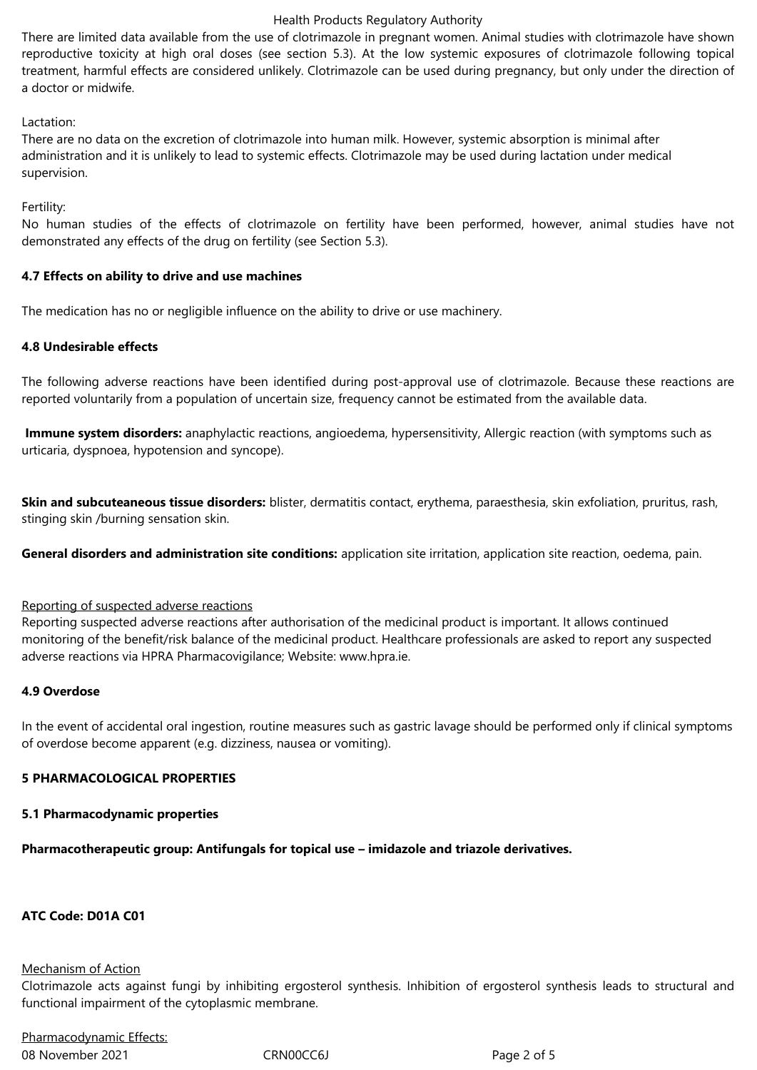There are limited data available from the use of clotrimazole in pregnant women. Animal studies with clotrimazole have shown reproductive toxicity at high oral doses (see section 5.3). At the low systemic exposures of clotrimazole following topical treatment, harmful effects are considered unlikely. Clotrimazole can be used during pregnancy, but only under the direction of a doctor or midwife.

Lactation:
There are no data on the excretion of clotrimazole into human milk. However, systemic absorption is minimal after administration and it is unlikely to lead to systemic effects. Clotrimazole may be used during lactation under medical supervision.

Fertility:
No human studies of the effects of clotrimazole on fertility have been performed, however, animal studies have not demonstrated any effects of the drug on fertility (see Section 5.3).

**4.7 Effects on ability to drive and use machines**

The medication has no or negligible influence on the ability to drive or use machinery.

**4.8 Undesirable effects**

The following adverse reactions have been identified during post-approval use of clotrimazole. Because these reactions are reported voluntarily from a population of uncertain size, frequency cannot be estimated from the available data.

**Immune system disorders:** anaphylactic reactions, angioedema, hypersensitivity, Allergic reaction (with symptoms such as urticaria, dyspnoea, hypotension and syncope).

**Skin and subcuteaneous tissue disorders:** blister, dermatitis contact, erythema, paraesthesia, skin exfoliation, pruritus, rash, stinging skin /burning sensation skin.

**General disorders and administration site conditions:** application site irritation, application site reaction, oedema, pain.

Reporting of suspected adverse reactions
Reporting suspected adverse reactions after authorisation of the medicinal product is important. It allows continued monitoring of the benefit/risk balance of the medicinal product. Healthcare professionals are asked to report any suspected adverse reactions via HPRA Pharmacovigilance; Website: www.hpra.ie.

**4.9 Overdose**

In the event of accidental oral ingestion, routine measures such as gastric lavage should be performed only if clinical symptoms of overdose become apparent (e.g. dizziness, nausea or vomiting).

**5 PHARMACOLOGICAL PROPERTIES**

**5.1 Pharmacodynamic properties**

**Pharmacotherapeutic group: Antifungals for topical use – imidazole and triazole derivatives.**

**ATC Code: D01A C01**

Mechanism of Action
Clotrimazole acts against fungi by inhibiting ergosterol synthesis. Inhibition of ergosterol synthesis leads to structural and functional impairment of the cytoplasmic membrane.

Pharmacodynamic Effects: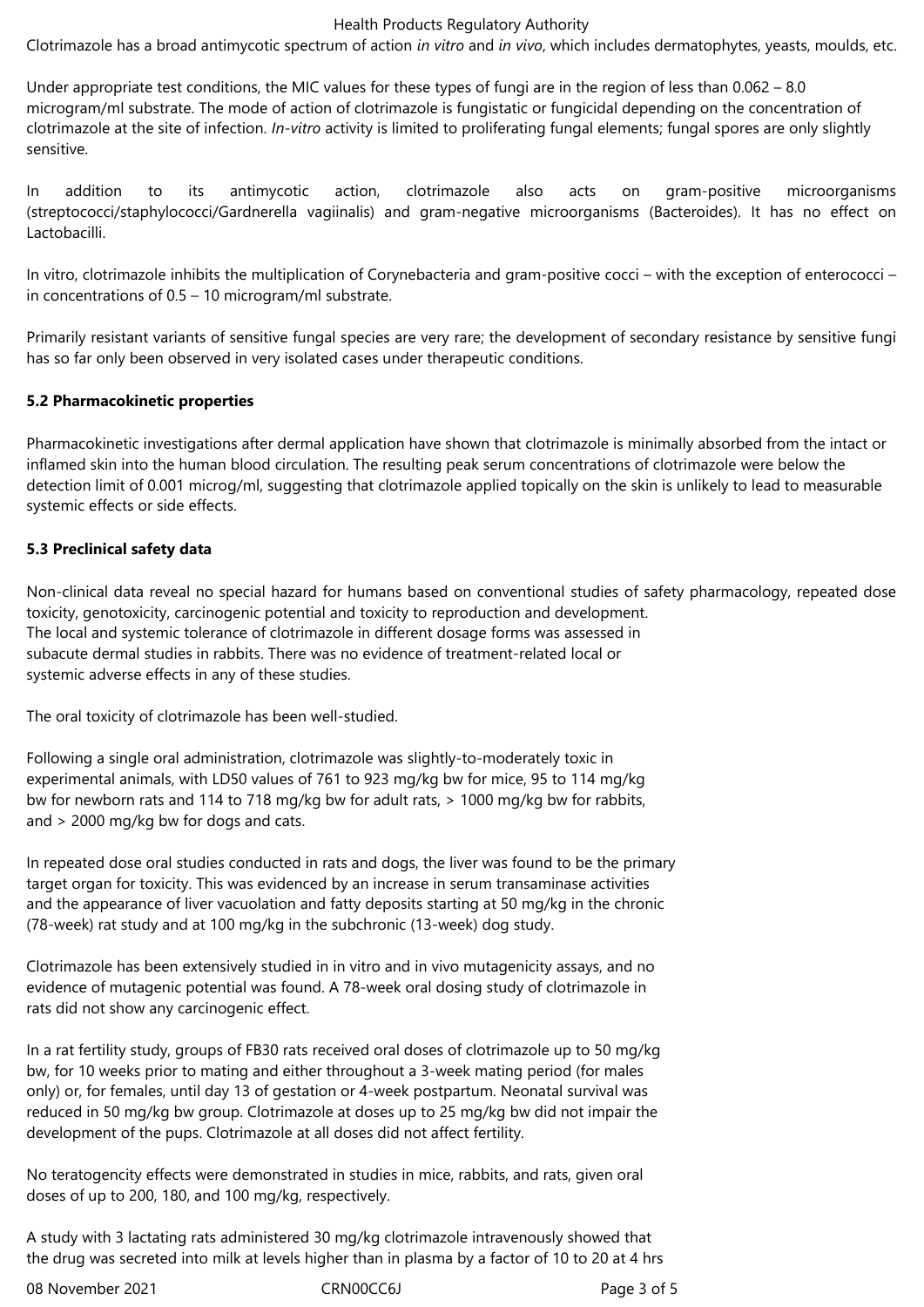Clotrimazole has a broad antimycotic spectrum of action *in vitro* and *in vivo*, which includes dermatophytes, yeasts, moulds, etc.

Under appropriate test conditions, the MIC values for these types of fungi are in the region of less than 0.062 – 8.0 microgram/ml substrate. The mode of action of clotrimazole is fungistatic or fungicidal depending on the concentration of clotrimazole at the site of infection. *In-vitro* activity is limited to proliferating fungal elements; fungal spores are only slightly sensitive.

In addition to its antimycotic action, clotrimazole also acts on gram-positive microorganisms (streptococci/staphylococci/Gardnerella vagiinalis) and gram-negative microorganisms (Bacteroides). It has no effect on Lactobacilli.

In vitro, clotrimazole inhibits the multiplication of Corynebacteria and gram-positive cocci – with the exception of enterococci – in concentrations of 0.5 – 10 microgram/ml substrate.

Primarily resistant variants of sensitive fungal species are very rare; the development of secondary resistance by sensitive fungi has so far only been observed in very isolated cases under therapeutic conditions.

**5.2 Pharmacokinetic properties**

Pharmacokinetic investigations after dermal application have shown that clotrimazole is minimally absorbed from the intact or inflamed skin into the human blood circulation. The resulting peak serum concentrations of clotrimazole were below the detection limit of 0.001 microg/ml, suggesting that clotrimazole applied topically on the skin is unlikely to lead to measurable systemic effects or side effects.

**5.3 Preclinical safety data**

Non-clinical data reveal no special hazard for humans based on conventional studies of safety pharmacology, repeated dose toxicity, genotoxicity, carcinogenic potential and toxicity to reproduction and development.
The local and systemic tolerance of clotrimazole in different dosage forms was assessed in subacute dermal studies in rabbits. There was no evidence of treatment-related local or systemic adverse effects in any of these studies.

The oral toxicity of clotrimazole has been well-studied.

Following a single oral administration, clotrimazole was slightly-to-moderately toxic in experimental animals, with LD50 values of 761 to 923 mg/kg bw for mice, 95 to 114 mg/kg bw for newborn rats and 114 to 718 mg/kg bw for adult rats, > 1000 mg/kg bw for rabbits, and > 2000 mg/kg bw for dogs and cats.

In repeated dose oral studies conducted in rats and dogs, the liver was found to be the primary target organ for toxicity. This was evidenced by an increase in serum transaminase activities and the appearance of liver vacuolation and fatty deposits starting at 50 mg/kg in the chronic (78-week) rat study and at 100 mg/kg in the subchronic (13-week) dog study.

Clotrimazole has been extensively studied in in vitro and in vivo mutagenicity assays, and no evidence of mutagenic potential was found. A 78-week oral dosing study of clotrimazole in rats did not show any carcinogenic effect.

In a rat fertility study, groups of FB30 rats received oral doses of clotrimazole up to 50 mg/kg bw, for 10 weeks prior to mating and either throughout a 3-week mating period (for males only) or, for females, until day 13 of gestation or 4-week postpartum. Neonatal survival was reduced in 50 mg/kg bw group. Clotrimazole at doses up to 25 mg/kg bw did not impair the development of the pups. Clotrimazole at all doses did not affect fertility.

No teratogencity effects were demonstrated in studies in mice, rabbits, and rats, given oral doses of up to 200, 180, and 100 mg/kg, respectively.

A study with 3 lactating rats administered 30 mg/kg clotrimazole intravenously showed that the drug was secreted into milk at levels higher than in plasma by a factor of 10 to 20 at 4 hrs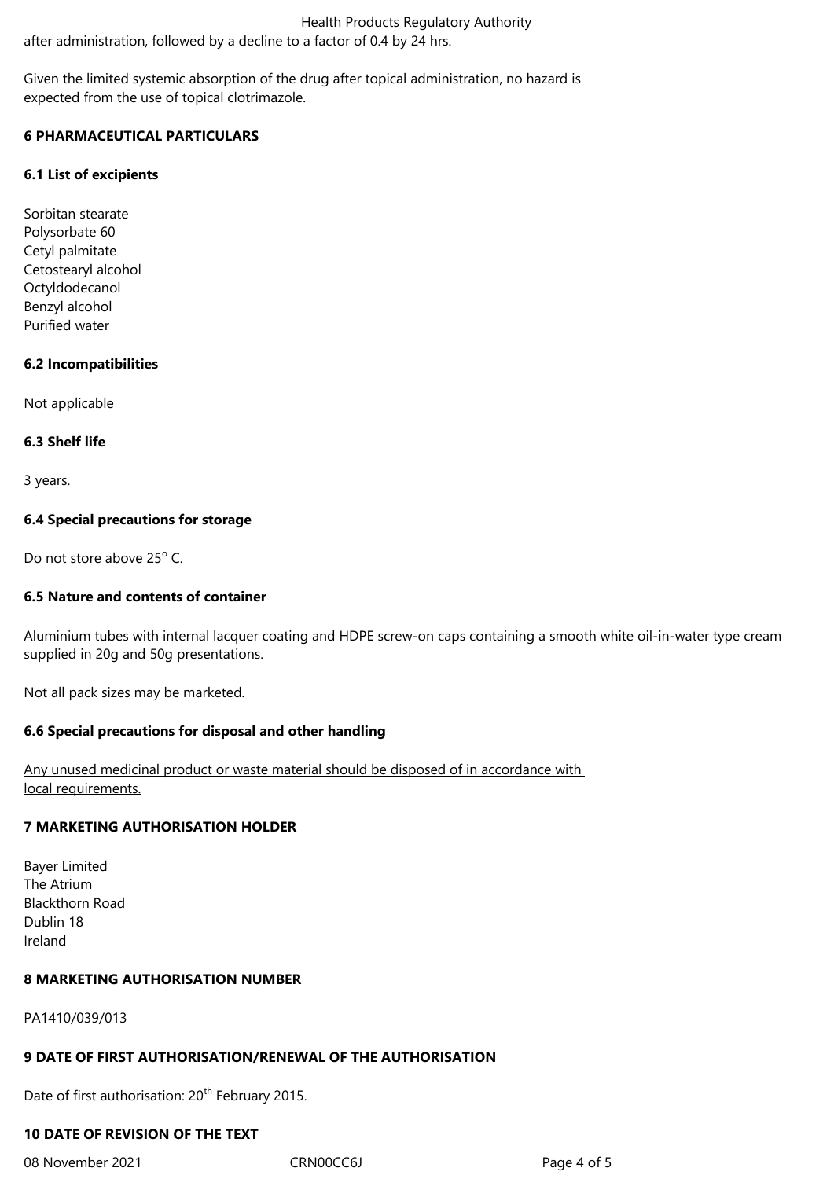after administration, followed by a decline to a factor of 0.4 by 24 hrs.

Given the limited systemic absorption of the drug after topical administration, no hazard is expected from the use of topical clotrimazole.

## 6 PHARMACEUTICAL PARTICULARS

### 6.1 List of excipients

Sorbitan stearate
Polysorbate 60
Cetyl palmitate
Cetostearyl alcohol
Octyldodecanol
Benzyl alcohol
Purified water

### 6.2 Incompatibilities

Not applicable

### 6.3 Shelf life

3 years.

### 6.4 Special precautions for storage

Do not store above 25$^{o}$ C.

### 6.5 Nature and contents of container

Aluminium tubes with internal lacquer coating and HDPE screw-on caps containing a smooth white oil-in-water type cream supplied in 20g and 50g presentations.

Not all pack sizes may be marketed.

### 6.6 Special precautions for disposal and other handling

Any unused medicinal product or waste material should be disposed of in accordance with local requirements.

## 7 MARKETING AUTHORISATION HOLDER

Bayer Limited
The Atrium
Blackthorn Road
Dublin 18
Ireland

## 8 MARKETING AUTHORISATION NUMBER

PA1410/039/013

## 9 DATE OF FIRST AUTHORISATION/RENEWAL OF THE AUTHORISATION

Date of first authorisation: 20th February 2015.

## 10 DATE OF REVISION OF THE TEXT

08 November 2021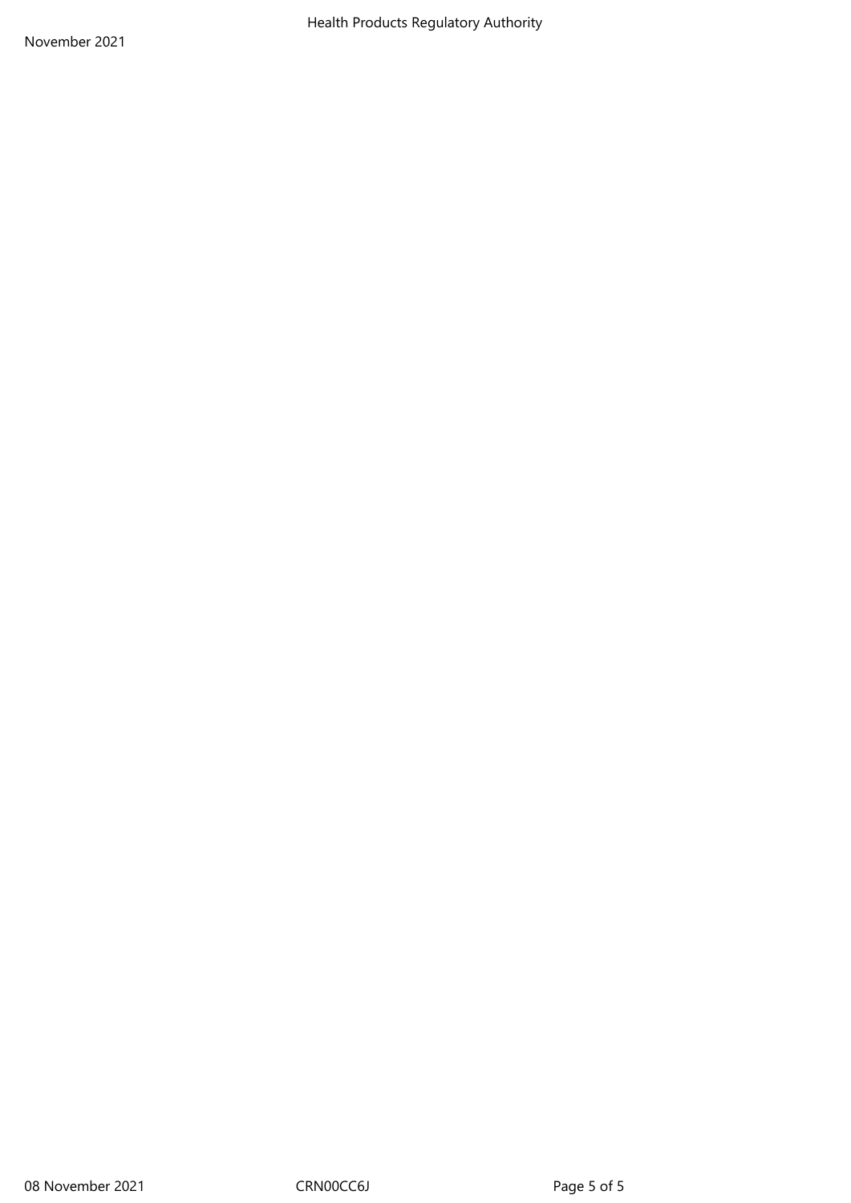November 2021